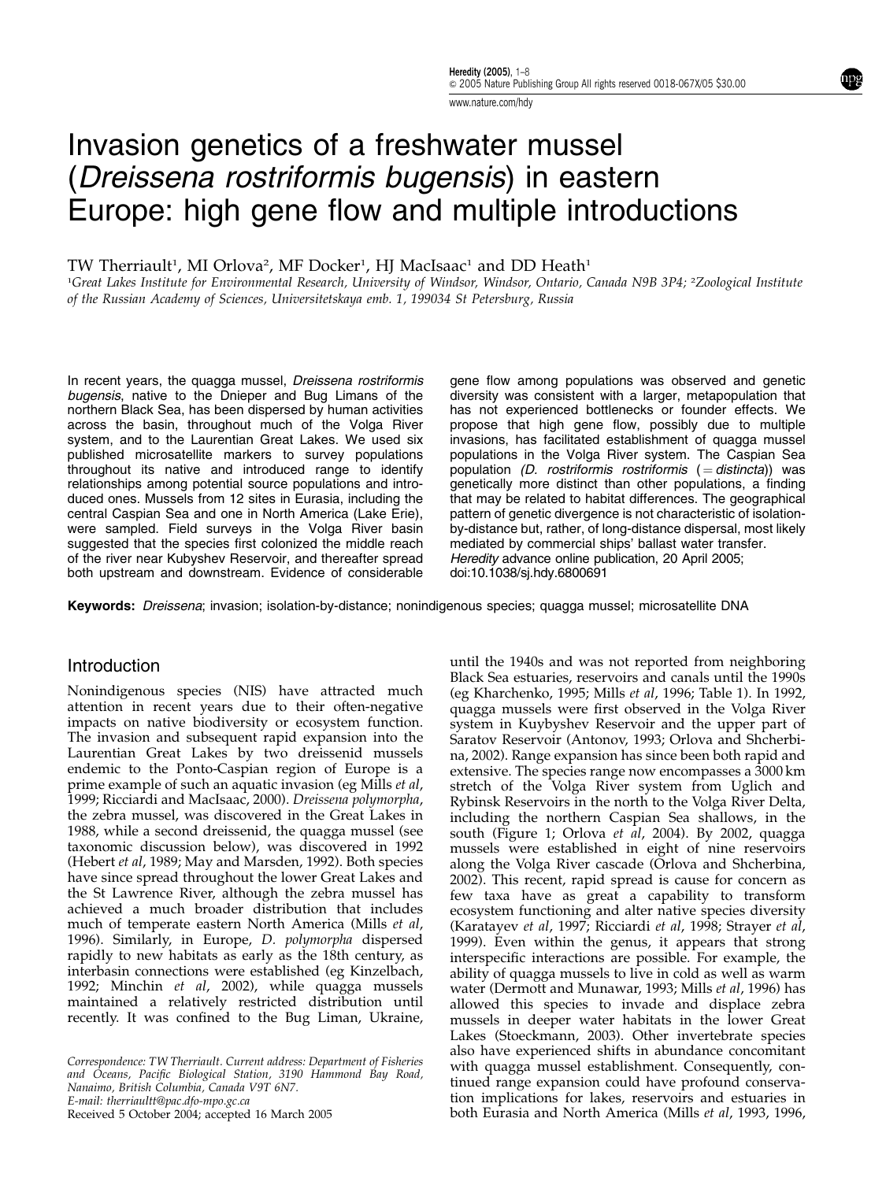# Invasion genetics of a freshwater mussel (*Dreissena rostriformis bugensis*) in eastern Europe: high gene flow and multiple introductions

TW Therriault[1], MI Orlova[2], MF Docker[1], HJ MacIsaac[1] and DD Heath[1]

[1]*Great Lakes Institute for Environmental Research, University of Windsor, Windsor, Ontario, Canada N9B 3P4;* [2]*Zoological Institute of the Russian Academy of Sciences, Universitetskaya emb. 1, 199034 St Petersburg, Russia*

In recent years, the quagga mussel, *Dreissena rostriformis bugensis*, native to the Dnieper and Bug Limans of the northern Black Sea, has been dispersed by human activities across the basin, throughout much of the Volga River system, and to the Laurentian Great Lakes. We used six published microsatellite markers to survey populations throughout its native and introduced range to identify relationships among potential source populations and introduced ones. Mussels from 12 sites in Eurasia, including the central Caspian Sea and one in North America (Lake Erie), were sampled. Field surveys in the Volga River basin suggested that the species first colonized the middle reach of the river near Kubyshev Reservoir, and thereafter spread both upstream and downstream. Evidence of considerable gene flow among populations was observed and genetic diversity was consistent with a larger, metapopulation that has not experienced bottlenecks or founder effects. We propose that high gene flow, possibly due to multiple invasions, has facilitated establishment of quagga mussel populations in the Volga River system. The Caspian Sea population *(D. rostriformis rostriformis* (= *distincta*)) was genetically more distinct than other populations, a finding that may be related to habitat differences. The geographical pattern of genetic divergence is not characteristic of isolation-by-distance but, rather, of long-distance dispersal, most likely mediated by commercial ships' ballast water transfer.
*Heredity* advance online publication, 20 April 2005; doi:10.1038/sj.hdy.6800691

**Keywords:** *Dreissena*; invasion; isolation-by-distance; nonindigenous species; quagga mussel; microsatellite DNA

## Introduction

Nonindigenous species (NIS) have attracted much attention in recent years due to their often-negative impacts on native biodiversity or ecosystem function. The invasion and subsequent rapid expansion into the Laurentian Great Lakes by two dreissenid mussels endemic to the Ponto-Caspian region of Europe is a prime example of such an aquatic invasion (eg Mills *et al*, 1999; Ricciardi and MacIsaac, 2000). *Dreissena polymorpha*, the zebra mussel, was discovered in the Great Lakes in 1988, while a second dreissenid, the quagga mussel (see taxonomic discussion below), was discovered in 1992 (Hebert *et al*, 1989; May and Marsden, 1992). Both species have since spread throughout the lower Great Lakes and the St Lawrence River, although the zebra mussel has achieved a much broader distribution that includes much of temperate eastern North America (Mills *et al*, 1996). Similarly, in Europe, *D. polymorpha* dispersed rapidly to new habitats as early as the 18th century, as interbasin connections were established (eg Kinzelbach, 1992; Minchin *et al*, 2002), while quagga mussels maintained a relatively restricted distribution until recently. It was confined to the Bug Liman, Ukraine, until the 1940s and was not reported from neighboring Black Sea estuaries, reservoirs and canals until the 1990s (eg Kharchenko, 1995; Mills *et al*, 1996; Table 1). In 1992, quagga mussels were first observed in the Volga River system in Kuybyshev Reservoir and the upper part of Saratov Reservoir (Antonov, 1993; Orlova and Shcherbina, 2002). Range expansion has since been both rapid and extensive. The species range now encompasses a 3000 km stretch of the Volga River system from Uglich and Rybinsk Reservoirs in the north to the Volga River Delta, including the northern Caspian Sea shallows, in the south (Figure 1; Orlova *et al*, 2004). By 2002, quagga mussels were established in eight of nine reservoirs along the Volga River cascade (Orlova and Shcherbina, 2002). This recent, rapid spread is cause for concern as few taxa have as great a capability to transform ecosystem functioning and alter native species diversity (Karatayev *et al*, 1997; Ricciardi *et al*, 1998; Strayer *et al*, 1999). Even within the genus, it appears that strong interspecific interactions are possible. For example, the ability of quagga mussels to live in cold as well as warm water (Dermott and Munawar, 1993; Mills *et al*, 1996) has allowed this species to invade and displace zebra mussels in deeper water habitats in the lower Great Lakes (Stoeckmann, 2003). Other invertebrate species also have experienced shifts in abundance concomitant with quagga mussel establishment. Consequently, continued range expansion could have profound conservation implications for lakes, reservoirs and estuaries in both Eurasia and North America (Mills *et al*, 1993, 1996,

Correspondence: TW Therriault. Current address: Department of Fisheries and Oceans, Pacific Biological Station, 3190 Hammond Bay Road, Nanaimo, British Columbia, Canada V9T 6N7.
E-mail: therriaultt@pac.dfo-mpo.gc.ca
Received 5 October 2004; accepted 16 March 2005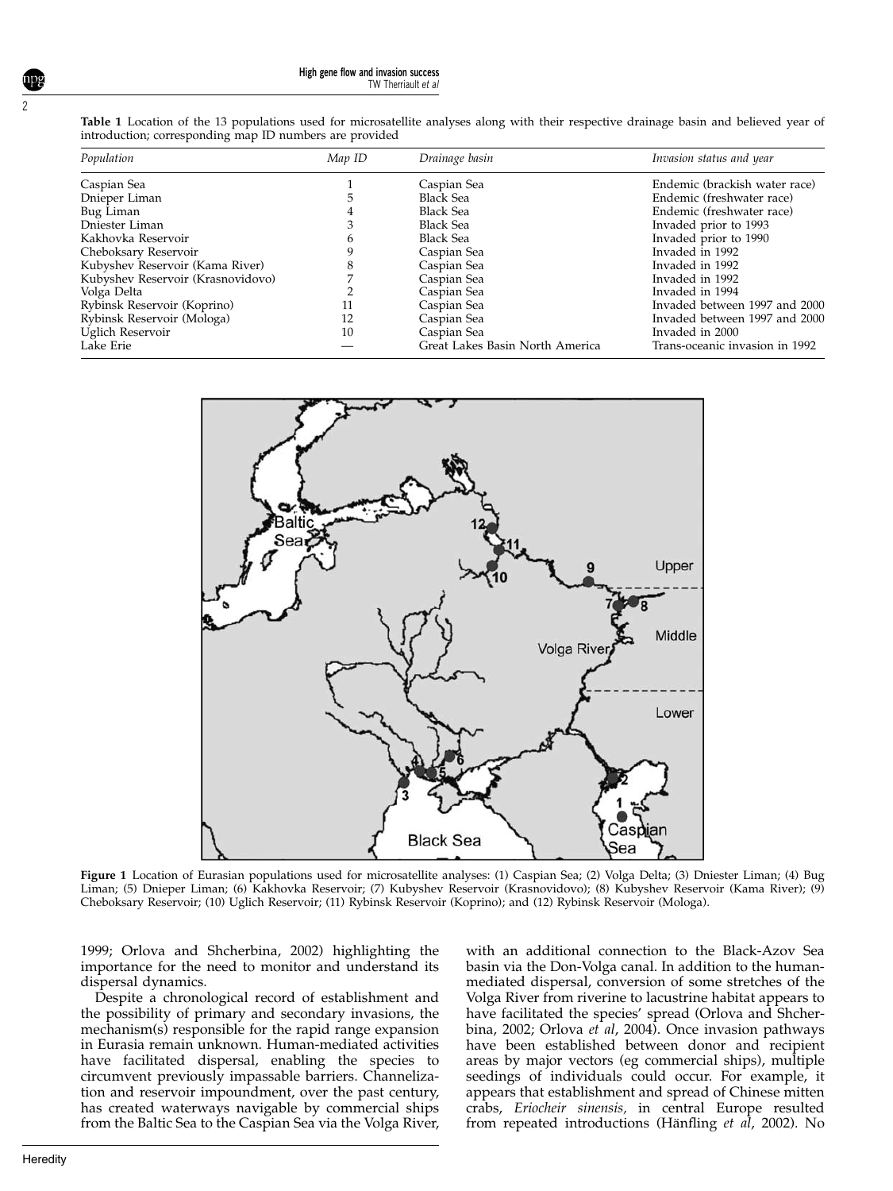**Table 1** Location of the 13 populations used for microsatellite analyses along with their respective drainage basin and believed year of introduction; corresponding map ID numbers are provided

| Population | Map ID | Drainage basin | Invasion status and year |
|---|---|---|---|
| Caspian Sea | 1 | Caspian Sea | Endemic (brackish water race) |
| Dnieper Liman | 5 | Black Sea | Endemic (freshwater race) |
| Bug Liman | 4 | Black Sea | Endemic (freshwater race) |
| Dniester Liman | 3 | Black Sea | Invaded prior to 1993 |
| Kakhovka Reservoir | 6 | Black Sea | Invaded prior to 1990 |
| Cheboksary Reservoir | 9 | Caspian Sea | Invaded in 1992 |
| Kubyshev Reservoir (Kama River) | 8 | Caspian Sea | Invaded in 1992 |
| Kubyshev Reservoir (Krasnovidovo) | 7 | Caspian Sea | Invaded in 1992 |
| Volga Delta | 2 | Caspian Sea | Invaded in 1994 |
| Rybinsk Reservoir (Koprino) | 11 | Caspian Sea | Invaded between 1997 and 2000 |
| Rybinsk Reservoir (Mologa) | 12 | Caspian Sea | Invaded between 1997 and 2000 |
| Uglich Reservoir | 10 | Caspian Sea | Invaded in 2000 |
| Lake Erie | — | Great Lakes Basin North America | Trans-oceanic invasion in 1992 |

**Figure 1** Location of Eurasian populations used for microsatellite analyses: (1) Caspian Sea; (2) Volga Delta; (3) Dniester Liman; (4) Bug Liman; (5) Dnieper Liman; (6) Kakhovka Reservoir; (7) Kubyshev Reservoir (Krasnovidovo); (8) Kubyshev Reservoir (Kama River); (9) Cheboksary Reservoir; (10) Uglich Reservoir; (11) Rybinsk Reservoir (Koprino); and (12) Rybinsk Reservoir (Mologa).

1999; Orlova and Shcherbina, 2002) highlighting the importance for the need to monitor and understand its dispersal dynamics.

Despite a chronological record of establishment and the possibility of primary and secondary invasions, the mechanism(s) responsible for the rapid range expansion in Eurasia remain unknown. Human-mediated activities have facilitated dispersal, enabling the species to circumvent previously impassable barriers. Channelization and reservoir impoundment, over the past century, has created waterways navigable by commercial ships from the Baltic Sea to the Caspian Sea via the Volga River, with an additional connection to the Black-Azov Sea basin via the Don-Volga canal. In addition to the human-mediated dispersal, conversion of some stretches of the Volga River from riverine to lacustrine habitat appears to have facilitated the species' spread (Orlova and Shcherbina, 2002; Orlova *et al*, 2004). Once invasion pathways have been established between donor and recipient areas by major vectors (eg commercial ships), multiple seedings of individuals could occur. For example, it appears that establishment and spread of Chinese mitten crabs, *Eriocheir sinensis*, in central Europe resulted from repeated introductions (Hänfling *et al*, 2002). No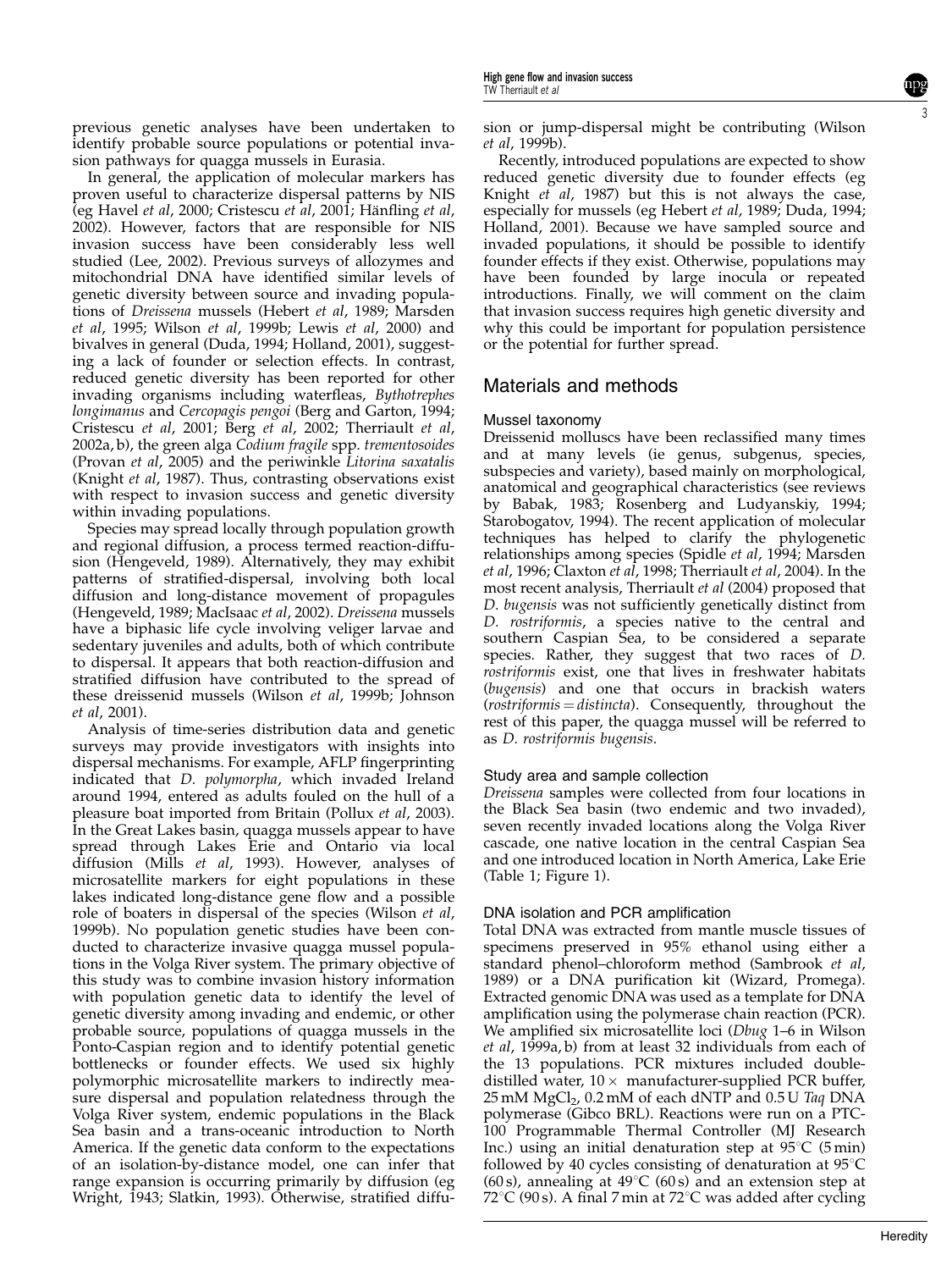previous genetic analyses have been undertaken to identify probable source populations or potential invasion pathways for quagga mussels in Eurasia.

In general, the application of molecular markers has proven useful to characterize dispersal patterns by NIS (eg Havel *et al*, 2000; Cristescu *et al*, 2001; Hänfling *et al*, 2002). However, factors that are responsible for NIS invasion success have been considerably less well studied (Lee, 2002). Previous surveys of allozymes and mitochondrial DNA have identified similar levels of genetic diversity between source and invading populations of *Dreissena* mussels (Hebert *et al*, 1989; Marsden *et al*, 1995; Wilson *et al*, 1999b; Lewis *et al*, 2000) and bivalves in general (Duda, 1994; Holland, 2001), suggesting a lack of founder or selection effects. In contrast, reduced genetic diversity has been reported for other invading organisms including waterfleas, *Bythotrephes longimanus* and *Cercopagis pengoi* (Berg and Garton, 1994; Cristescu *et al*, 2001; Berg *et al*, 2002; Therriault *et al*, 2002a, b), the green alga *Codium fragile* spp. *trementosoides* (Provan *et al*, 2005) and the periwinkle *Litorina saxatalis* (Knight *et al*, 1987). Thus, contrasting observations exist with respect to invasion success and genetic diversity within invading populations.

Species may spread locally through population growth and regional diffusion, a process termed reaction-diffusion (Hengeveld, 1989). Alternatively, they may exhibit patterns of stratified-dispersal, involving both local diffusion and long-distance movement of propagules (Hengeveld, 1989; MacIsaac *et al*, 2002). *Dreissena* mussels have a biphasic life cycle involving veliger larvae and sedentary juveniles and adults, both of which contribute to dispersal. It appears that both reaction-diffusion and stratified diffusion have contributed to the spread of these dreissenid mussels (Wilson *et al*, 1999b; Johnson *et al*, 2001).

Analysis of time-series distribution data and genetic surveys may provide investigators with insights into dispersal mechanisms. For example, AFLP fingerprinting indicated that *D. polymorpha*, which invaded Ireland around 1994, entered as adults fouled on the hull of a pleasure boat imported from Britain (Pollux *et al*, 2003). In the Great Lakes basin, quagga mussels appear to have spread through Lakes Erie and Ontario via local diffusion (Mills *et al*, 1993). However, analyses of microsatellite markers for eight populations in these lakes indicated long-distance gene flow and a possible role of boaters in dispersal of the species (Wilson *et al*, 1999b). No population genetic studies have been conducted to characterize invasive quagga mussel populations in the Volga River system. The primary objective of this study was to combine invasion history information with population genetic data to identify the level of genetic diversity among invading and endemic, or other probable source, populations of quagga mussels in the Ponto-Caspian region and to identify potential genetic bottlenecks or founder effects. We used six highly polymorphic microsatellite markers to indirectly measure dispersal and population relatedness through the Volga River system, endemic populations in the Black Sea basin and a trans-oceanic introduction to North America. If the genetic data conform to the expectations of an isolation-by-distance model, one can infer that range expansion is occurring primarily by diffusion (eg Wright, 1943; Slatkin, 1993). Otherwise, stratified diffusion or jump-dispersal might be contributing (Wilson *et al*, 1999b).

Recently, introduced populations are expected to show reduced genetic diversity due to founder effects (eg Knight *et al*, 1987) but this is not always the case, especially for mussels (eg Hebert *et al*, 1989; Duda, 1994; Holland, 2001). Because we have sampled source and invaded populations, it should be possible to identify founder effects if they exist. Otherwise, populations may have been founded by large inocula or repeated introductions. Finally, we will comment on the claim that invasion success requires high genetic diversity and why this could be important for population persistence or the potential for further spread.

## Materials and methods

### Mussel taxonomy

Dreissenid molluscs have been reclassified many times and at many levels (ie genus, subgenus, species, subspecies and variety), based mainly on morphological, anatomical and geographical characteristics (see reviews by Babak, 1983; Rosenberg and Ludyanskiy, 1994; Starobogatov, 1994). The recent application of molecular techniques has helped to clarify the phylogenetic relationships among species (Spidle *et al*, 1994; Marsden *et al*, 1996; Claxton *et al*, 1998; Therriault *et al*, 2004). In the most recent analysis, Therriault *et al* (2004) proposed that *D. bugensis* was not sufficiently genetically distinct from *D. rostriformis*, a species native to the central and southern Caspian Sea, to be considered a separate species. Rather, they suggest that two races of *D. rostriformis* exist, one that lives in freshwater habitats (*bugensis*) and one that occurs in brackish waters (*rostriformis* = *distincta*). Consequently, throughout the rest of this paper, the quagga mussel will be referred to as *D. rostriformis bugensis*.

### Study area and sample collection

*Dreissena* samples were collected from four locations in the Black Sea basin (two endemic and two invaded), seven recently invaded locations along the Volga River cascade, one native location in the central Caspian Sea and one introduced location in North America, Lake Erie (Table 1; Figure 1).

### DNA isolation and PCR amplification

Total DNA was extracted from mantle muscle tissues of specimens preserved in 95% ethanol using either a standard phenol–chloroform method (Sambrook *et al*, 1989) or a DNA purification kit (Wizard, Promega). Extracted genomic DNA was used as a template for DNA amplification using the polymerase chain reaction (PCR). We amplified six microsatellite loci (*Dbug* 1–6 in Wilson *et al*, 1999a, b) from at least 32 individuals from each of the 13 populations. PCR mixtures included double-distilled water, 10 × manufacturer-supplied PCR buffer, 25 mM $MgCl_2$, 0.2 mM of each dNTP and 0.5 U *Taq* DNA polymerase (Gibco BRL). Reactions were run on a PTC-100 Programmable Thermal Controller (MJ Research Inc.) using an initial denaturation step at 95°C (5 min) followed by 40 cycles consisting of denaturation at 95°C (60 s), annealing at 49°C (60 s) and an extension step at 72°C (90 s). A final 7 min at 72°C was added after cycling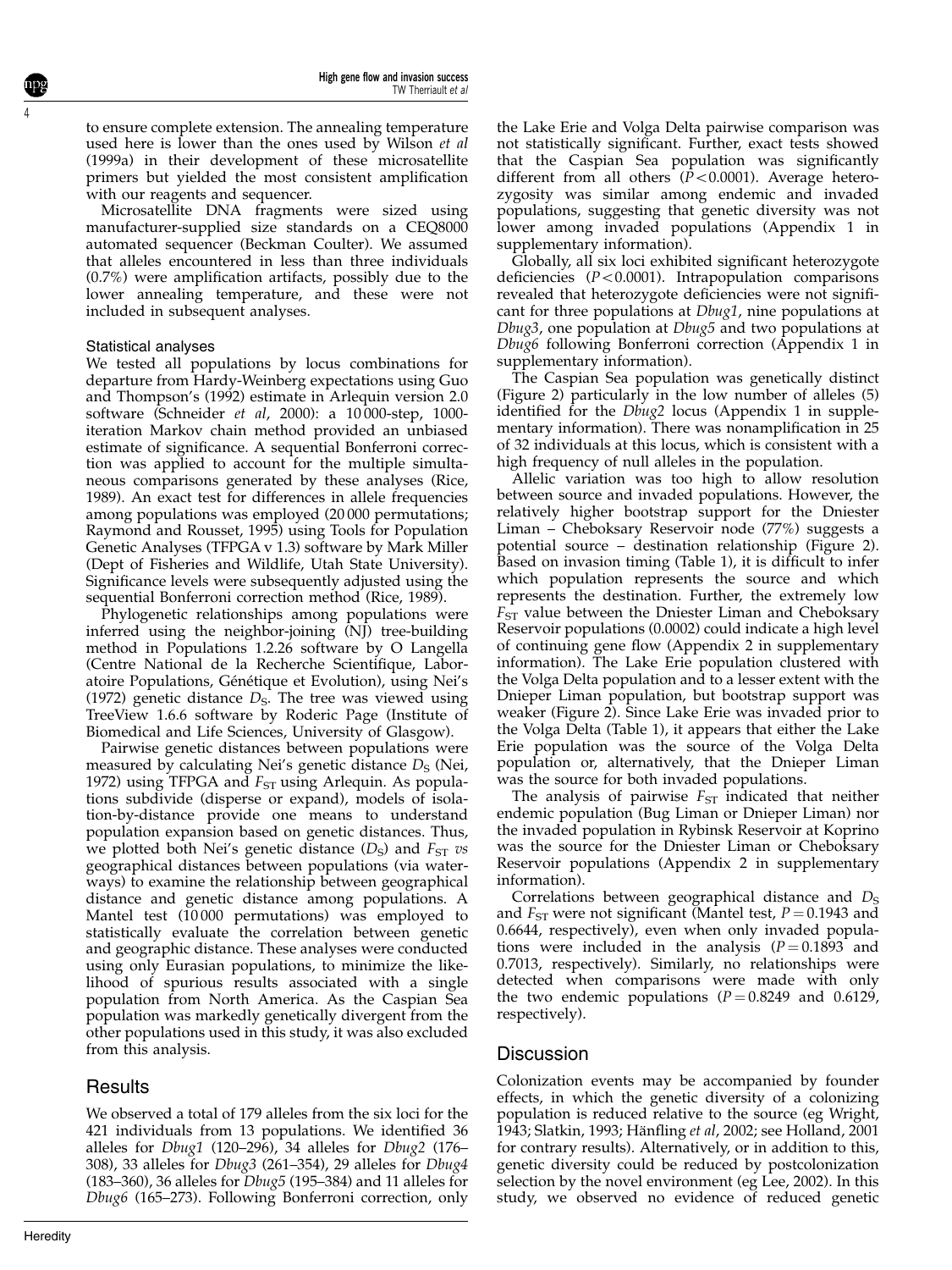to ensure complete extension. The annealing temperature used here is lower than the ones used by Wilson *et al* (1999a) in their development of these microsatellite primers but yielded the most consistent amplification with our reagents and sequencer.

Microsatellite DNA fragments were sized using manufacturer-supplied size standards on a CEQ8000 automated sequencer (Beckman Coulter). We assumed that alleles encountered in less than three individuals (0.7%) were amplification artifacts, possibly due to the lower annealing temperature, and these were not included in subsequent analyses.

### Statistical analyses

We tested all populations by locus combinations for departure from Hardy-Weinberg expectations using Guo and Thompson's (1992) estimate in Arlequin version 2.0 software (Schneider *et al*, 2000): a 10 000-step, 1000-iteration Markov chain method provided an unbiased estimate of significance. A sequential Bonferroni correction was applied to account for the multiple simultaneous comparisons generated by these analyses (Rice, 1989). An exact test for differences in allele frequencies among populations was employed (20 000 permutations; Raymond and Rousset, 1995) using Tools for Population Genetic Analyses (TFPGA v 1.3) software by Mark Miller (Dept of Fisheries and Wildlife, Utah State University). Significance levels were subsequently adjusted using the sequential Bonferroni correction method (Rice, 1989).

Phylogenetic relationships among populations were inferred using the neighbor-joining (NJ) tree-building method in Populations 1.2.26 software by O Langella (Centre National de la Recherche Scientifique, Laboratoire Populations, Génétique et Evolution), using Nei's (1972) genetic distance $D_S$. The tree was viewed using TreeView 1.6.6 software by Roderic Page (Institute of Biomedical and Life Sciences, University of Glasgow).

Pairwise genetic distances between populations were measured by calculating Nei's genetic distance $D_S$ (Nei, 1972) using TFPGA and $F_{ST}$ using Arlequin. As populations subdivide (disperse or expand), models of isolation-by-distance provide one means to understand population expansion based on genetic distances. Thus, we plotted both Nei's genetic distance ($D_S$) and $F_{ST}$ *vs* geographical distances between populations (via waterways) to examine the relationship between geographical distance and genetic distance among populations. A Mantel test (10 000 permutations) was employed to statistically evaluate the correlation between genetic and geographic distance. These analyses were conducted using only Eurasian populations, to minimize the likelihood of spurious results associated with a single population from North America. As the Caspian Sea population was markedly genetically divergent from the other populations used in this study, it was also excluded from this analysis.

## Results

We observed a total of 179 alleles from the six loci for the 421 individuals from 13 populations. We identified 36 alleles for *Dbug1* (120–296), 34 alleles for *Dbug2* (176–308), 33 alleles for *Dbug3* (261–354), 29 alleles for *Dbug4* (183–360), 36 alleles for *Dbug5* (195–384) and 11 alleles for *Dbug6* (165–273). Following Bonferroni correction, only the Lake Erie and Volga Delta pairwise comparison was not statistically significant. Further, exact tests showed that the Caspian Sea population was significantly different from all others ($P<0.0001$). Average heterozygosity was similar among endemic and invaded populations, suggesting that genetic diversity was not lower among invaded populations (Appendix 1 in supplementary information).

Globally, all six loci exhibited significant heterozygote deficiencies ($P<0.0001$). Intrapopulation comparisons revealed that heterozygote deficiencies were not significant for three populations at *Dbug1*, nine populations at *Dbug3*, one population at *Dbug5* and two populations at *Dbug6* following Bonferroni correction (Appendix 1 in supplementary information).

The Caspian Sea population was genetically distinct (Figure 2) particularly in the low number of alleles (5) identified for the *Dbug2* locus (Appendix 1 in supplementary information). There was nonamplification in 25 of 32 individuals at this locus, which is consistent with a high frequency of null alleles in the population.

Allelic variation was too high to allow resolution between source and invaded populations. However, the relatively higher bootstrap support for the Dniester Liman – Cheboksary Reservoir node (77%) suggests a potential source – destination relationship (Figure 2). Based on invasion timing (Table 1), it is difficult to infer which population represents the source and which represents the destination. Further, the extremely low $F_{ST}$ value between the Dniester Liman and Cheboksary Reservoir populations (0.0002) could indicate a high level of continuing gene flow (Appendix 2 in supplementary information). The Lake Erie population clustered with the Volga Delta population and to a lesser extent with the Dnieper Liman population, but bootstrap support was weaker (Figure 2). Since Lake Erie was invaded prior to the Volga Delta (Table 1), it appears that either the Lake Erie population was the source of the Volga Delta population or, alternatively, that the Dnieper Liman was the source for both invaded populations.

The analysis of pairwise $F_{ST}$ indicated that neither endemic population (Bug Liman or Dnieper Liman) nor the invaded population in Rybinsk Reservoir at Koprino was the source for the Dniester Liman or Cheboksary Reservoir populations (Appendix 2 in supplementary information).

Correlations between geographical distance and $D_S$ and $F_{ST}$ were not significant (Mantel test, $P=0.1943$ and 0.6644, respectively), even when only invaded populations were included in the analysis ($P=0.1893$ and 0.7013, respectively). Similarly, no relationships were detected when comparisons were made with only the two endemic populations ($P=0.8249$ and 0.6129, respectively).

## Discussion

Colonization events may be accompanied by founder effects, in which the genetic diversity of a colonizing population is reduced relative to the source (eg Wright, 1943; Slatkin, 1993; Hänfling *et al*, 2002; see Holland, 2001 for contrary results). Alternatively, or in addition to this, genetic diversity could be reduced by postcolonization selection by the novel environment (eg Lee, 2002). In this study, we observed no evidence of reduced genetic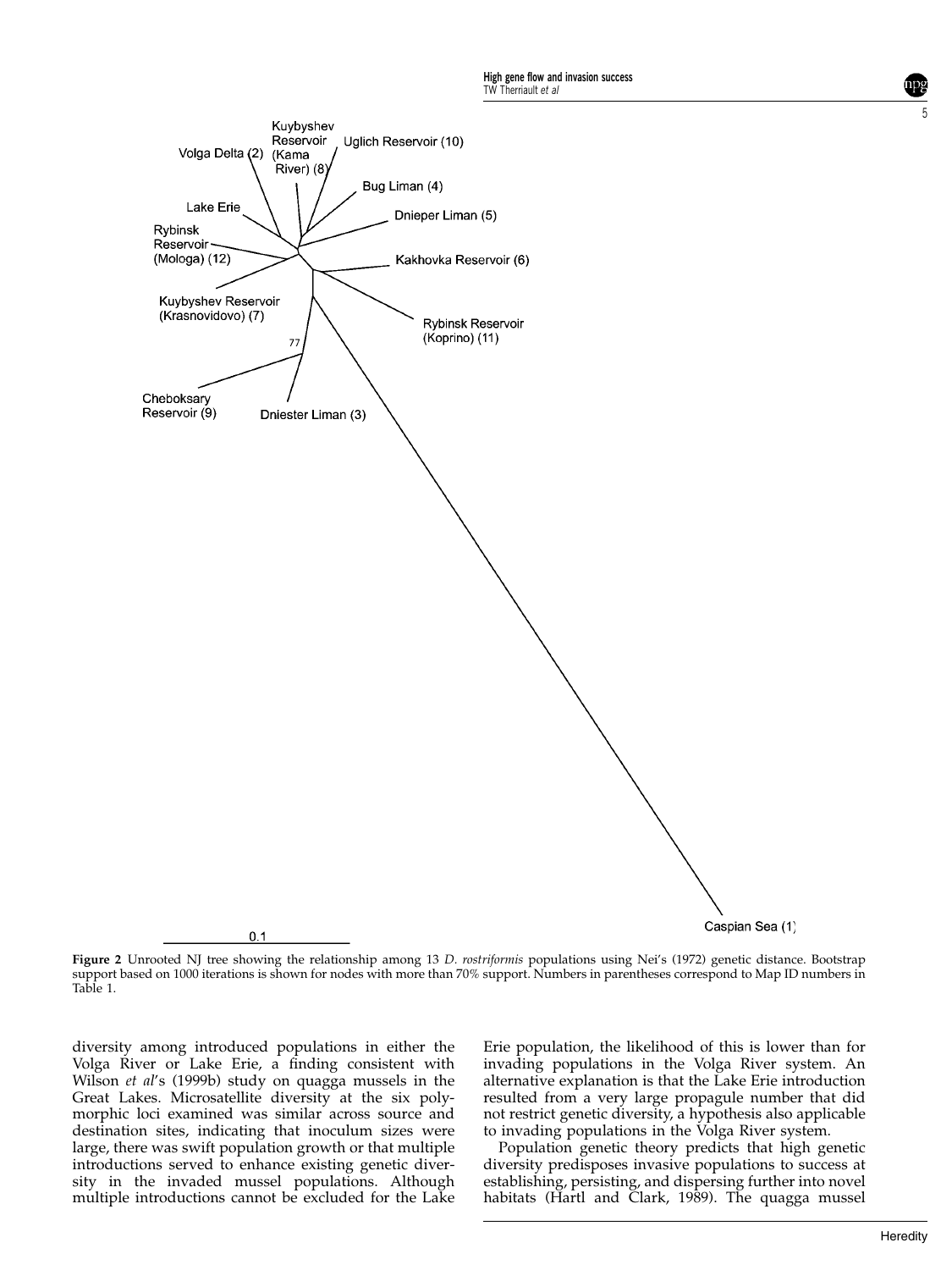**Figure 2** Unrooted NJ tree showing the relationship among 13 *D. rostriformis* populations using Nei's (1972) genetic distance. Bootstrap support based on 1000 iterations is shown for nodes with more than 70% support. Numbers in parentheses correspond to Map ID numbers in Table 1.

diversity among introduced populations in either the Volga River or Lake Erie, a finding consistent with Wilson *et al*'s (1999b) study on quagga mussels in the Great Lakes. Microsatellite diversity at the six polymorphic loci examined was similar across source and destination sites, indicating that inoculum sizes were large, there was swift population growth or that multiple introductions served to enhance existing genetic diversity in the invaded mussel populations. Although multiple introductions cannot be excluded for the Lake Erie population, the likelihood of this is lower than for invading populations in the Volga River system. An alternative explanation is that the Lake Erie introduction resulted from a very large propagule number that did not restrict genetic diversity, a hypothesis also applicable to invading populations in the Volga River system.

Population genetic theory predicts that high genetic diversity predisposes invasive populations to success at establishing, persisting, and dispersing further into novel habitats (Hartl and Clark, 1989). The quagga mussel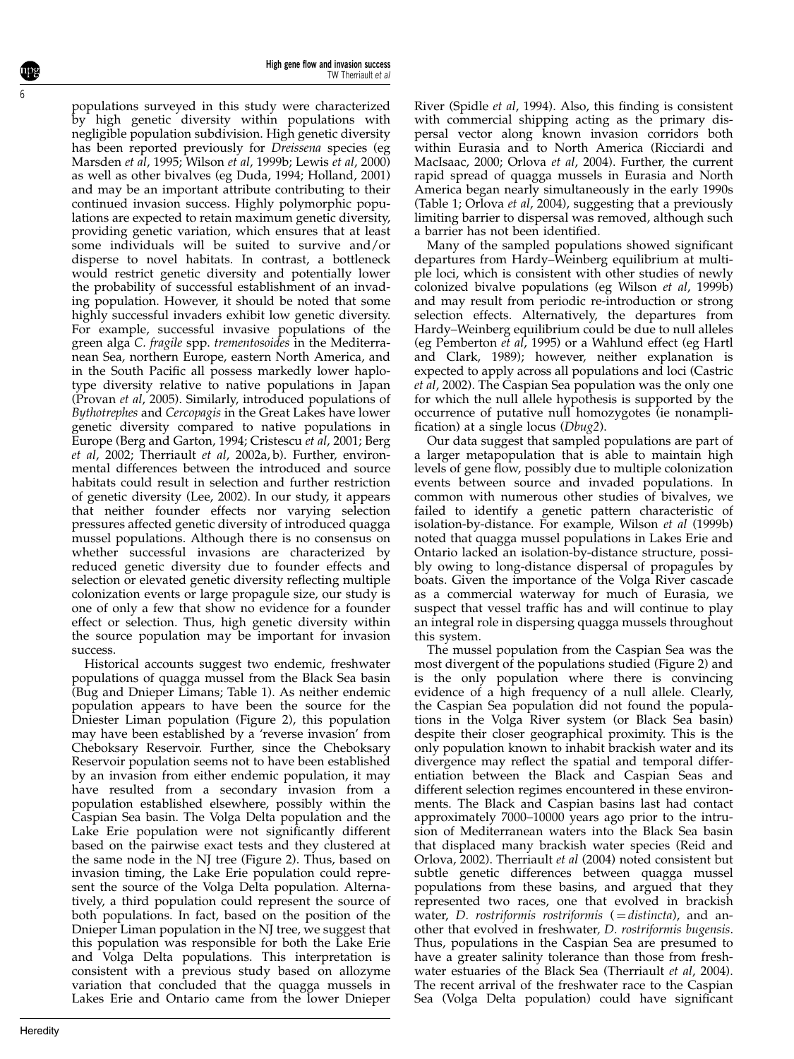populations surveyed in this study were characterized by high genetic diversity within populations with negligible population subdivision. High genetic diversity has been reported previously for *Dreissena* species (eg Marsden *et al*, 1995; Wilson *et al*, 1999b; Lewis *et al*, 2000) as well as other bivalves (eg Duda, 1994; Holland, 2001) and may be an important attribute contributing to their continued invasion success. Highly polymorphic populations are expected to retain maximum genetic diversity, providing genetic variation, which ensures that at least some individuals will be suited to survive and/or disperse to novel habitats. In contrast, a bottleneck would restrict genetic diversity and potentially lower the probability of successful establishment of an invading population. However, it should be noted that some highly successful invaders exhibit low genetic diversity. For example, successful invasive populations of the green alga *C. fragile* spp. *trementosoides* in the Mediterranean Sea, northern Europe, eastern North America, and in the South Pacific all possess markedly lower haplotype diversity relative to native populations in Japan (Provan *et al*, 2005). Similarly, introduced populations of *Bythotrephes* and *Cercopagis* in the Great Lakes have lower genetic diversity compared to native populations in Europe (Berg and Garton, 1994; Cristescu *et al*, 2001; Berg *et al*, 2002; Therriault *et al*, 2002a, b). Further, environmental differences between the introduced and source habitats could result in selection and further restriction of genetic diversity (Lee, 2002). In our study, it appears that neither founder effects nor varying selection pressures affected genetic diversity of introduced quagga mussel populations. Although there is no consensus on whether successful invasions are characterized by reduced genetic diversity due to founder effects and selection or elevated genetic diversity reflecting multiple colonization events or large propagule size, our study is one of only a few that show no evidence for a founder effect or selection. Thus, high genetic diversity within the source population may be important for invasion success.

Historical accounts suggest two endemic, freshwater populations of quagga mussel from the Black Sea basin (Bug and Dnieper Limans; Table 1). As neither endemic population appears to have been the source for the Dniester Liman population (Figure 2), this population may have been established by a 'reverse invasion' from Cheboksary Reservoir. Further, since the Cheboksary Reservoir population seems not to have been established by an invasion from either endemic population, it may have resulted from a secondary invasion from a population established elsewhere, possibly within the Caspian Sea basin. The Volga Delta population and the Lake Erie population were not significantly different based on the pairwise exact tests and they clustered at the same node in the NJ tree (Figure 2). Thus, based on invasion timing, the Lake Erie population could represent the source of the Volga Delta population. Alternatively, a third population could represent the source of both populations. In fact, based on the position of the Dnieper Liman population in the NJ tree, we suggest that this population was responsible for both the Lake Erie and Volga Delta populations. This interpretation is consistent with a previous study based on allozyme variation that concluded that the quagga mussels in Lakes Erie and Ontario came from the lower Dnieper River (Spidle *et al*, 1994). Also, this finding is consistent with commercial shipping acting as the primary dispersal vector along known invasion corridors both within Eurasia and to North America (Ricciardi and MacIsaac, 2000; Orlova *et al*, 2004). Further, the current rapid spread of quagga mussels in Eurasia and North America began nearly simultaneously in the early 1990s (Table 1; Orlova *et al*, 2004), suggesting that a previously limiting barrier to dispersal was removed, although such a barrier has not been identified.

Many of the sampled populations showed significant departures from Hardy–Weinberg equilibrium at multiple loci, which is consistent with other studies of newly colonized bivalve populations (eg Wilson *et al*, 1999b) and may result from periodic re-introduction or strong selection effects. Alternatively, the departures from Hardy–Weinberg equilibrium could be due to null alleles (eg Pemberton *et al*, 1995) or a Wahlund effect (eg Hartl and Clark, 1989); however, neither explanation is expected to apply across all populations and loci (Castric *et al*, 2002). The Caspian Sea population was the only one for which the null allele hypothesis is supported by the occurrence of putative null homozygotes (ie nonamplification) at a single locus (*Dbug2*).

Our data suggest that sampled populations are part of a larger metapopulation that is able to maintain high levels of gene flow, possibly due to multiple colonization events between source and invaded populations. In common with numerous other studies of bivalves, we failed to identify a genetic pattern characteristic of isolation-by-distance. For example, Wilson *et al* (1999b) noted that quagga mussel populations in Lakes Erie and Ontario lacked an isolation-by-distance structure, possibly owing to long-distance dispersal of propagules by boats. Given the importance of the Volga River cascade as a commercial waterway for much of Eurasia, we suspect that vessel traffic has and will continue to play an integral role in dispersing quagga mussels throughout this system.

The mussel population from the Caspian Sea was the most divergent of the populations studied (Figure 2) and is the only population where there is convincing evidence of a high frequency of a null allele. Clearly, the Caspian Sea population did not found the populations in the Volga River system (or Black Sea basin) despite their closer geographical proximity. This is the only population known to inhabit brackish water and its divergence may reflect the spatial and temporal differentiation between the Black and Caspian Seas and different selection regimes encountered in these environments. The Black and Caspian basins last had contact approximately 7000–10000 years ago prior to the intrusion of Mediterranean waters into the Black Sea basin that displaced many brackish water species (Reid and Orlova, 2002). Therriault *et al* (2004) noted consistent but subtle genetic differences between quagga mussel populations from these basins, and argued that they represented two races, one that evolved in brackish water, *D. rostriformis rostriformis* (= *distincta*), and another that evolved in freshwater, *D. rostriformis bugensis*. Thus, populations in the Caspian Sea are presumed to have a greater salinity tolerance than those from freshwater estuaries of the Black Sea (Therriault *et al*, 2004). The recent arrival of the freshwater race to the Caspian Sea (Volga Delta population) could have significant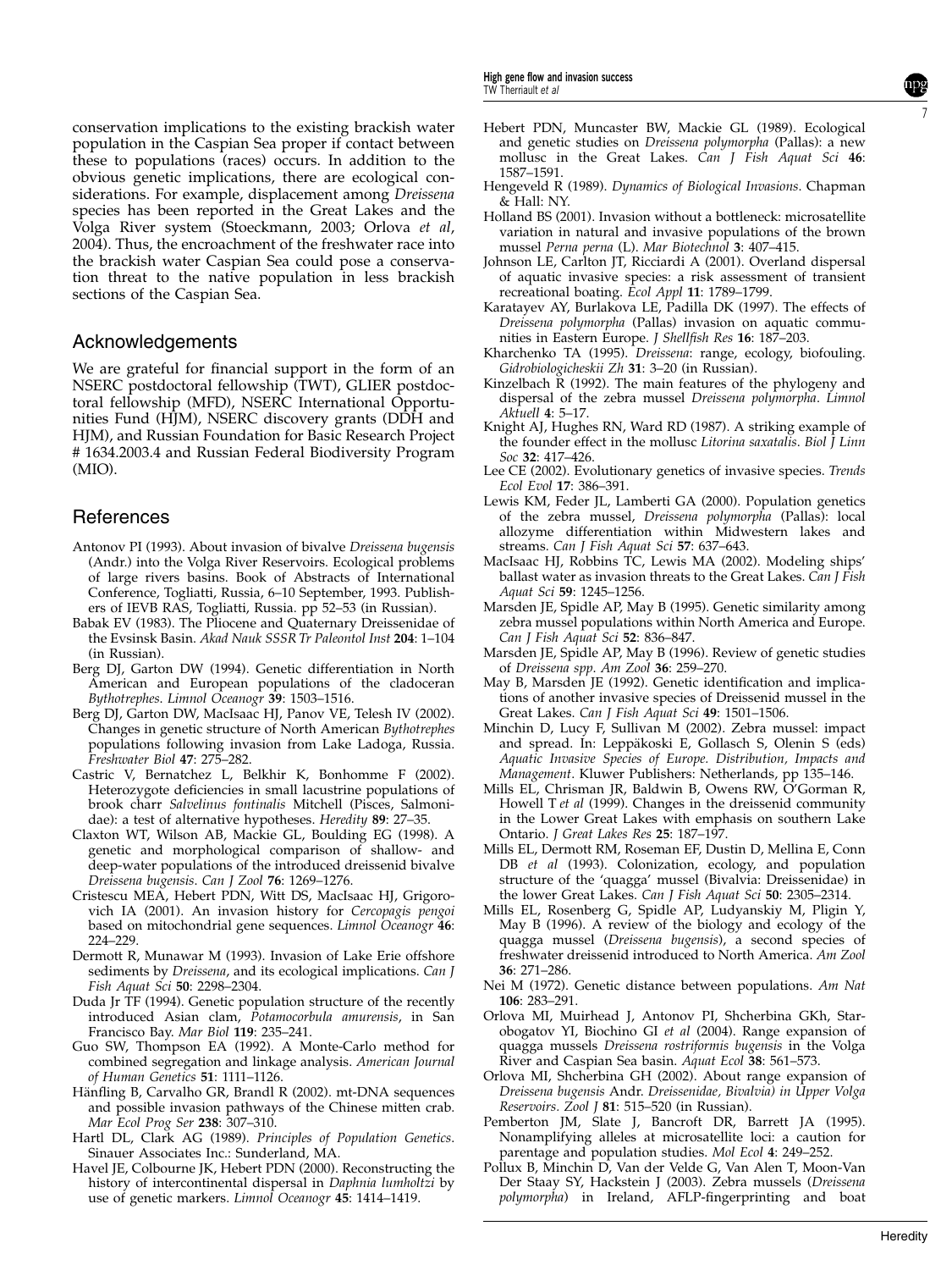conservation implications to the existing brackish water population in the Caspian Sea proper if contact between these to populations (races) occurs. In addition to the obvious genetic implications, there are ecological considerations. For example, displacement among *Dreissena* species has been reported in the Great Lakes and the Volga River system (Stoeckmann, 2003; Orlova *et al*, 2004). Thus, the encroachment of the freshwater race into the brackish water Caspian Sea could pose a conservation threat to the native population in less brackish sections of the Caspian Sea.

## Acknowledgements

We are grateful for financial support in the form of an NSERC postdoctoral fellowship (TWT), GLIER postdoctoral fellowship (MFD), NSERC International Opportunities Fund (HJM), NSERC discovery grants (DDH and HJM), and Russian Foundation for Basic Research Project # 1634.2003.4 and Russian Federal Biodiversity Program (MIO).

## References

Antonov PI (1993). About invasion of bivalve *Dreissena bugensis* (Andr.) into the Volga River Reservoirs. Ecological problems of large rivers basins. Book of Abstracts of International Conference, Togliatti, Russia, 6–10 September, 1993. Publishers of IEVB RAS, Togliatti, Russia. pp 52–53 (in Russian).

Babak EV (1983). The Pliocene and Quaternary Dreissenidae of the Evsinsk Basin. *Akad Nauk SSSR Tr Paleontol Inst* **204**: 1–104 (in Russian).

Berg DJ, Garton DW (1994). Genetic differentiation in North American and European populations of the cladoceran *Bythotrephes*. *Limnol Oceanogr* **39**: 1503–1516.

Berg DJ, Garton DW, MacIsaac HJ, Panov VE, Telesh IV (2002). Changes in genetic structure of North American *Bythotrephes* populations following invasion from Lake Ladoga, Russia. *Freshwater Biol* **47**: 275–282.

Castric V, Bernatchez L, Belkhir K, Bonhomme F (2002). Heterozygote deficiencies in small lacustrine populations of brook charr *Salvelinus fontinalis* Mitchell (Pisces, Salmonidae): a test of alternative hypotheses. *Heredity* **89**: 27–35.

Claxton WT, Wilson AB, Mackie GL, Boulding EG (1998). A genetic and morphological comparison of shallow- and deep-water populations of the introduced dreissenid bivalve *Dreissena bugensis*. *Can J Zool* **76**: 1269–1276.

Cristescu MEA, Hebert PDN, Witt DS, MacIsaac HJ, Grigorovich IA (2001). An invasion history for *Cercopagis pengoi* based on mitochondrial gene sequences. *Limnol Oceanogr* **46**: 224–229.

Dermott R, Munawar M (1993). Invasion of Lake Erie offshore sediments by *Dreissena*, and its ecological implications. *Can J Fish Aquat Sci* **50**: 2298–2304.

Duda Jr TF (1994). Genetic population structure of the recently introduced Asian clam, *Potamocorbula amurensis*, in San Francisco Bay. *Mar Biol* **119**: 235–241.

Guo SW, Thompson EA (1992). A Monte-Carlo method for combined segregation and linkage analysis. *American Journal of Human Genetics* **51**: 1111–1126.

Hänfling B, Carvalho GR, Brandl R (2002). mt-DNA sequences and possible invasion pathways of the Chinese mitten crab. *Mar Ecol Prog Ser* **238**: 307–310.

Hartl DL, Clark AG (1989). *Principles of Population Genetics*. Sinauer Associates Inc.: Sunderland, MA.

Havel JE, Colbourne JK, Hebert PDN (2000). Reconstructing the history of intercontinental dispersal in *Daphnia lumholtzi* by use of genetic markers. *Limnol Oceanogr* **45**: 1414–1419.

Hebert PDN, Muncaster BW, Mackie GL (1989). Ecological and genetic studies on *Dreissena polymorpha* (Pallas): a new mollusc in the Great Lakes. *Can J Fish Aquat Sci* **46**: 1587–1591.

Hengeveld R (1989). *Dynamics of Biological Invasions*. Chapman & Hall: NY.

Holland BS (2001). Invasion without a bottleneck: microsatellite variation in natural and invasive populations of the brown mussel *Perna perna* (L). *Mar Biotechnol* **3**: 407–415.

Johnson LE, Carlton JT, Ricciardi A (2001). Overland dispersal of aquatic invasive species: a risk assessment of transient recreational boating. *Ecol Appl* **11**: 1789–1799.

Karatayev AY, Burlakova LE, Padilla DK (1997). The effects of *Dreissena polymorpha* (Pallas) invasion on aquatic communities in Eastern Europe. *J Shellfish Res* **16**: 187–203.

Kharchenko TA (1995). *Dreissena*: range, ecology, biofouling. *Gidrobiologicheskii Zh* **31**: 3–20 (in Russian).

Kinzelbach R (1992). The main features of the phylogeny and dispersal of the zebra mussel *Dreissena polymorpha*. *Limnol Aktuell* **4**: 5–17.

Knight AJ, Hughes RN, Ward RD (1987). A striking example of the founder effect in the mollusc *Litorina saxatalis*. *Biol J Linn Soc* **32**: 417–426.

Lee CE (2002). Evolutionary genetics of invasive species. *Trends Ecol Evol* **17**: 386–391.

Lewis KM, Feder JL, Lamberti GA (2000). Population genetics of the zebra mussel, *Dreissena polymorpha* (Pallas): local allozyme differentiation within Midwestern lakes and streams. *Can J Fish Aquat Sci* **57**: 637–643.

MacIsaac HJ, Robbins TC, Lewis MA (2002). Modeling ships' ballast water as invasion threats to the Great Lakes. *Can J Fish Aquat Sci* **59**: 1245–1256.

Marsden JE, Spidle AP, May B (1995). Genetic similarity among zebra mussel populations within North America and Europe. *Can J Fish Aquat Sci* **52**: 836–847.

Marsden JE, Spidle AP, May B (1996). Review of genetic studies of *Dreissena spp*. *Am Zool* **36**: 259–270.

May B, Marsden JE (1992). Genetic identification and implications of another invasive species of Dreissenid mussel in the Great Lakes. *Can J Fish Aquat Sci* **49**: 1501–1506.

Minchin D, Lucy F, Sullivan M (2002). Zebra mussel: impact and spread. In: Leppäkoski E, Gollasch S, Olenin S (eds) *Aquatic Invasive Species of Europe. Distribution, Impacts and Management*. Kluwer Publishers: Netherlands, pp 135–146.

Mills EL, Chrisman JR, Baldwin B, Owens RW, O'Gorman R, Howell T *et al* (1999). Changes in the dreissenid community in the Lower Great Lakes with emphasis on southern Lake Ontario. *J Great Lakes Res* **25**: 187–197.

Mills EL, Dermott RM, Roseman EF, Dustin D, Mellina E, Conn DB *et al* (1993). Colonization, ecology, and population structure of the 'quagga' mussel (Bivalvia: Dreissenidae) in the lower Great Lakes. *Can J Fish Aquat Sci* **50**: 2305–2314.

Mills EL, Rosenberg G, Spidle AP, Ludyanskiy M, Pligin Y, May B (1996). A review of the biology and ecology of the quagga mussel (*Dreissena bugensis*), a second species of freshwater dreissenid introduced to North America. *Am Zool* **36**: 271–286.

Nei M (1972). Genetic distance between populations. *Am Nat* **106**: 283–291.

Orlova MI, Muirhead J, Antonov PI, Shcherbina GKh, Starobogatov YI, Biochino GI *et al* (2004). Range expansion of quagga mussels *Dreissena rostriformis bugensis* in the Volga River and Caspian Sea basin. *Aquat Ecol* **38**: 561–573.

Orlova MI, Shcherbina GH (2002). About range expansion of *Dreissena bugensis* Andr. *Dreissenidae, Bivalvia) in Upper Volga Reservoirs*. *Zool J* **81**: 515–520 (in Russian).

Pemberton JM, Slate J, Bancroft DR, Barrett JA (1995). Nonamplifying alleles at microsatellite loci: a caution for parentage and population studies. *Mol Ecol* **4**: 249–252.

Pollux B, Minchin D, Van der Velde G, Van Alen T, Moon-Van Der Staay SY, Hackstein J (2003). Zebra mussels (*Dreissena polymorpha*) in Ireland, AFLP-fingerprinting and boat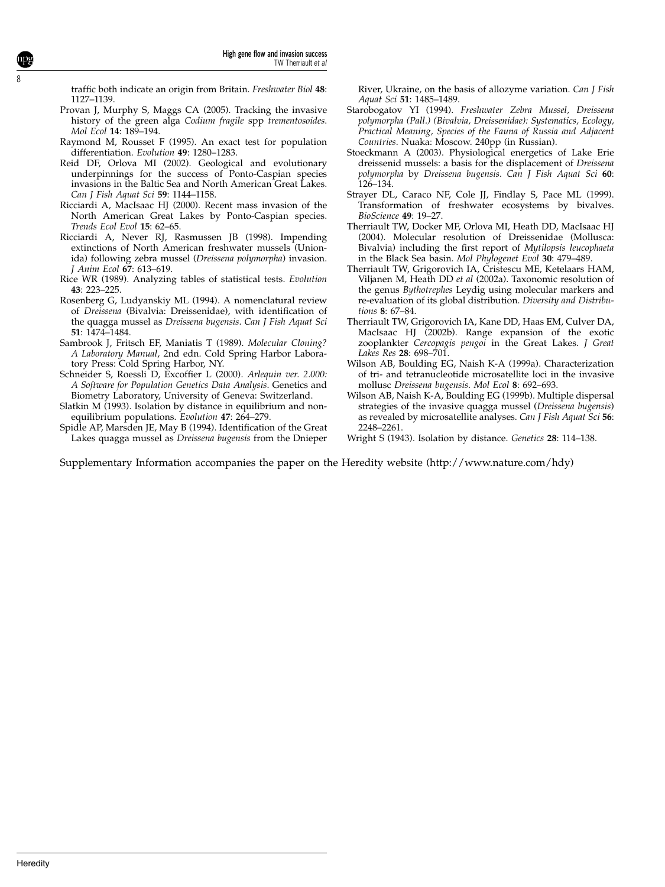traffic both indicate an origin from Britain. *Freshwater Biol* **48**: 1127–1139.

Provan J, Murphy S, Maggs CA (2005). Tracking the invasive history of the green alga *Codium fragile* spp *trementosoides*. *Mol Ecol* **14**: 189–194.

Raymond M, Rousset F (1995). An exact test for population differentiation. *Evolution* **49**: 1280–1283.

Reid DF, Orlova MI (2002). Geological and evolutionary underpinnings for the success of Ponto-Caspian species invasions in the Baltic Sea and North American Great Lakes. *Can J Fish Aquat Sci* **59**: 1144–1158.

Ricciardi A, MacIsaac HJ (2000). Recent mass invasion of the North American Great Lakes by Ponto-Caspian species. *Trends Ecol Evol* **15**: 62–65.

Ricciardi A, Never RJ, Rasmussen JB (1998). Impending extinctions of North American freshwater mussels (Unionida) following zebra mussel (*Dreissena polymorpha*) invasion. *J Anim Ecol* **67**: 613–619.

Rice WR (1989). Analyzing tables of statistical tests. *Evolution* **43**: 223–225.

Rosenberg G, Ludyanskiy ML (1994). A nomenclatural review of *Dreissena* (Bivalvia: Dreissenidae), with identification of the quagga mussel as *Dreissena bugensis*. *Can J Fish Aquat Sci* **51**: 1474–1484.

Sambrook J, Fritsch EF, Maniatis T (1989). *Molecular Cloning? A Laboratory Manual*, 2nd edn. Cold Spring Harbor Laboratory Press: Cold Spring Harbor, NY.

Schneider S, Roessli D, Excoffier L (2000). *Arlequin ver. 2.000: A Software for Population Genetics Data Analysis*. Genetics and Biometry Laboratory, University of Geneva: Switzerland.

Slatkin M (1993). Isolation by distance in equilibrium and non-equilibrium populations. *Evolution* **47**: 264–279.

Spidle AP, Marsden JE, May B (1994). Identification of the Great Lakes quagga mussel as *Dreissena bugensis* from the Dnieper River, Ukraine, on the basis of allozyme variation. *Can J Fish Aquat Sci* **51**: 1485–1489.

Starobogatov YI (1994). *Freshwater Zebra Mussel, Dreissena polymorpha (Pall.) (Bivalvia, Dreissenidae): Systematics, Ecology, Practical Meaning, Species of the Fauna of Russia and Adjacent Countries*. Nuaka: Moscow. 240pp (in Russian).

Stoeckmann A (2003). Physiological energetics of Lake Erie dreissenid mussels: a basis for the displacement of *Dreissena polymorpha* by *Dreissena bugensis*. *Can J Fish Aquat Sci* **60**: 126–134.

Strayer DL, Caraco NF, Cole JJ, Findlay S, Pace ML (1999). Transformation of freshwater ecosystems by bivalves. *BioScience* **49**: 19–27.

Therriault TW, Docker MF, Orlova MI, Heath DD, MacIsaac HJ (2004). Molecular resolution of Dreissenidae (Mollusca: Bivalvia) including the first report of *Mytilopsis leucophaeta* in the Black Sea basin. *Mol Phylogenet Evol* **30**: 479–489.

Therriault TW, Grigorovich IA, Cristescu ME, Ketelaars HAM, Viljanen M, Heath DD *et al* (2002a). Taxonomic resolution of the genus *Bythotrephes* Leydig using molecular markers and re-evaluation of its global distribution. *Diversity and Distributions* **8**: 67–84.

Therriault TW, Grigorovich IA, Kane DD, Haas EM, Culver DA, MacIsaac HJ (2002b). Range expansion of the exotic zooplankter *Cercopagis pengoi* in the Great Lakes. *J Great Lakes Res* **28**: 698–701.

Wilson AB, Boulding EG, Naish K-A (1999a). Characterization of tri- and tetranucleotide microsatellite loci in the invasive mollusc *Dreissena bugensis*. *Mol Ecol* **8**: 692–693.

Wilson AB, Naish K-A, Boulding EG (1999b). Multiple dispersal strategies of the invasive quagga mussel (*Dreissena bugensis*) as revealed by microsatellite analyses. *Can J Fish Aquat Sci* **56**: 2248–2261.

Wright S (1943). Isolation by distance. *Genetics* **28**: 114–138.

Supplementary Information accompanies the paper on the Heredity website (http://www.nature.com/hdy)